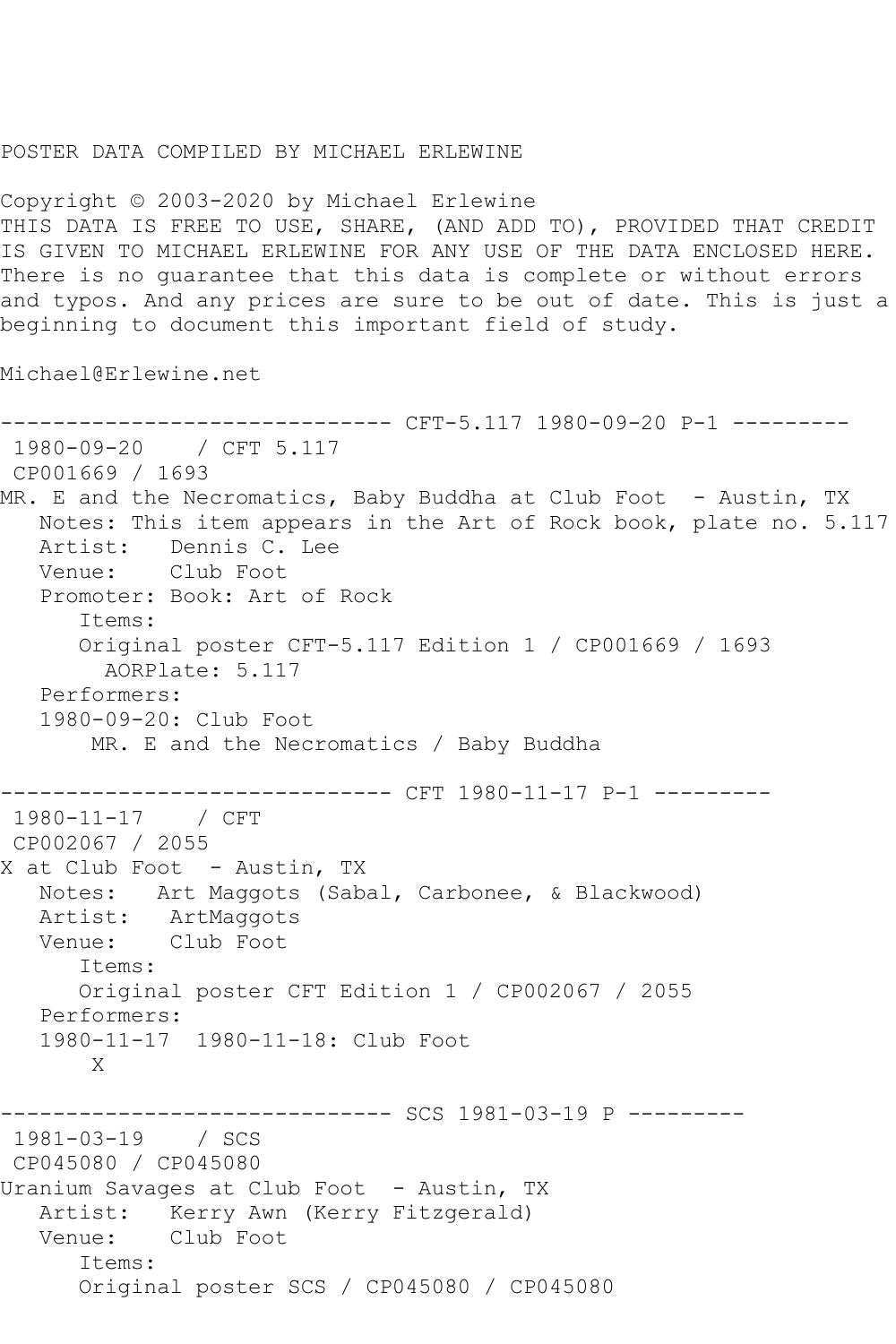POSTER DATA COMPILED BY MICHAEL ERLEWINE

Copyright © 2003-2020 by Michael Erlewine
THIS DATA IS FREE TO USE, SHARE, (AND ADD TO), PROVIDED THAT CREDIT IS GIVEN TO MICHAEL ERLEWINE FOR ANY USE OF THE DATA ENCLOSED HERE. There is no guarantee that this data is complete or without errors and typos. And any prices are sure to be out of date. This is just a beginning to document this important field of study.

Michael@Erlewine.net

```
------------------------------ CFT-5.117 1980-09-20 P-1 ---------
 1980-09-20    / CFT 5.117
 CP001669 / 1693
MR. E and the Necromatics, Baby Buddha at Club Foot  - Austin, TX
   Notes: This item appears in the Art of Rock book, plate no. 5.117
   Artist:   Dennis C. Lee
   Venue:    Club Foot
   Promoter: Book: Art of Rock
      Items:
      Original poster CFT-5.117 Edition 1 / CP001669 / 1693
        AORPlate: 5.117
   Performers:
   1980-09-20: Club Foot
       MR. E and the Necromatics / Baby Buddha

------------------------------ CFT 1980-11-17 P-1 ---------
 1980-11-17    / CFT
 CP002067 / 2055
X at Club Foot  - Austin, TX
   Notes:   Art Maggots (Sabal, Carbonee, & Blackwood)
   Artist:   ArtMaggots
   Venue:    Club Foot
      Items:
      Original poster CFT Edition 1 / CP002067 / 2055
   Performers:
   1980-11-17  1980-11-18: Club Foot
       X

------------------------------ SCS 1981-03-19 P ---------
 1981-03-19    / SCS
 CP045080 / CP045080
Uranium Savages at Club Foot  - Austin, TX
   Artist:   Kerry Awn (Kerry Fitzgerald)
   Venue:    Club Foot
      Items:
      Original poster SCS / CP045080 / CP045080
```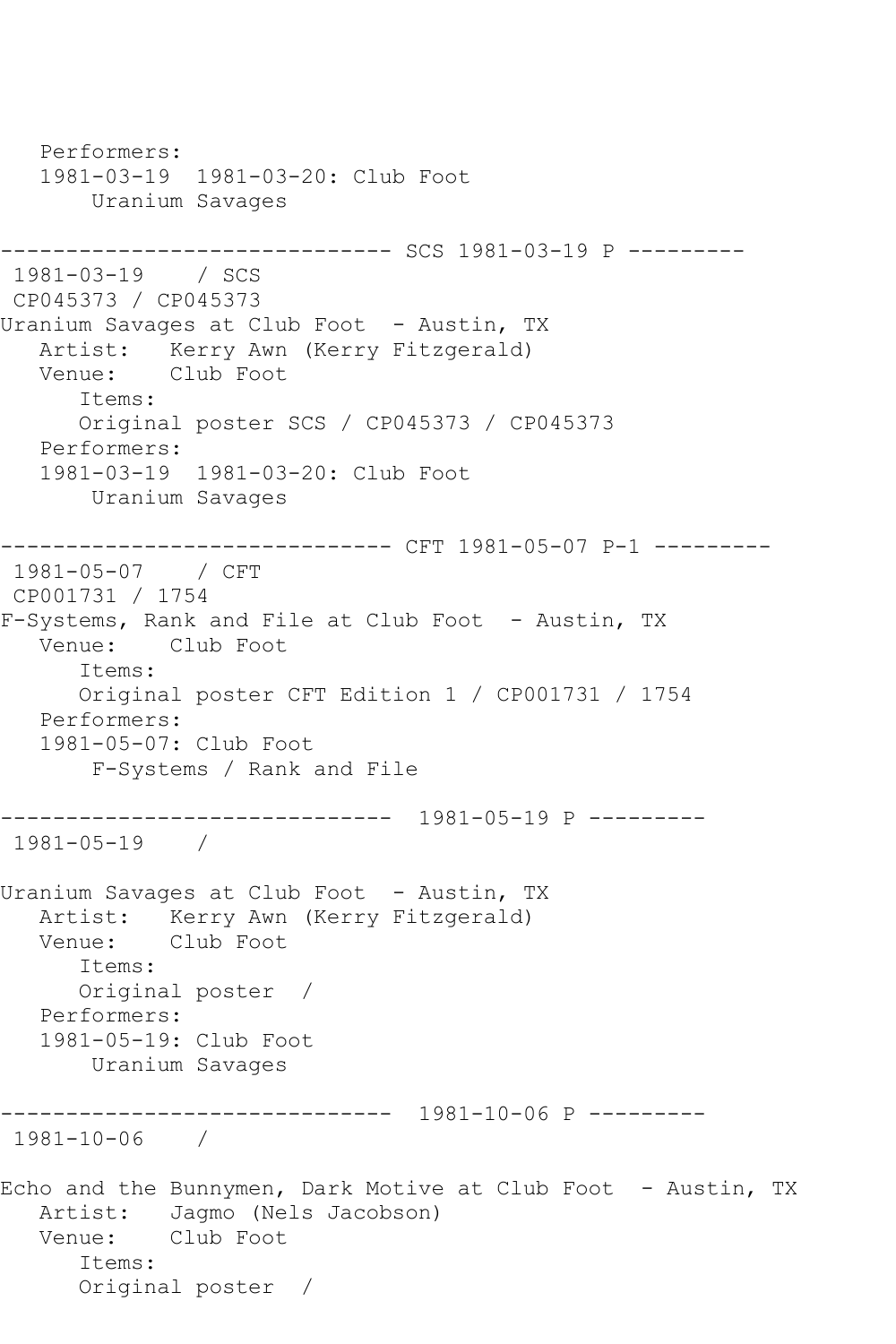```
   Performers:
   1981-03-19  1981-03-20: Club Foot
       Uranium Savages

------------------------------ SCS 1981-03-19 P ---------
 1981-03-19    / SCS
 CP045373 / CP045373
Uranium Savages at Club Foot  - Austin, TX
   Artist:   Kerry Awn (Kerry Fitzgerald)
   Venue:    Club Foot
      Items:
      Original poster SCS / CP045373 / CP045373
   Performers:
   1981-03-19  1981-03-20: Club Foot
       Uranium Savages

------------------------------ CFT 1981-05-07 P-1 ---------
 1981-05-07    / CFT
 CP001731 / 1754
F-Systems, Rank and File at Club Foot  - Austin, TX
   Venue:    Club Foot
      Items:
      Original poster CFT Edition 1 / CP001731 / 1754
   Performers:
   1981-05-07: Club Foot
       F-Systems / Rank and File

------------------------------  1981-05-19 P ---------
 1981-05-19    /

Uranium Savages at Club Foot  - Austin, TX
   Artist:   Kerry Awn (Kerry Fitzgerald)
   Venue:    Club Foot
      Items:
      Original poster  /
   Performers:
   1981-05-19: Club Foot
       Uranium Savages

------------------------------  1981-10-06 P ---------
 1981-10-06    /

Echo and the Bunnymen, Dark Motive at Club Foot  - Austin, TX
   Artist:   Jagmo (Nels Jacobson)
   Venue:    Club Foot
      Items:
      Original poster  /
```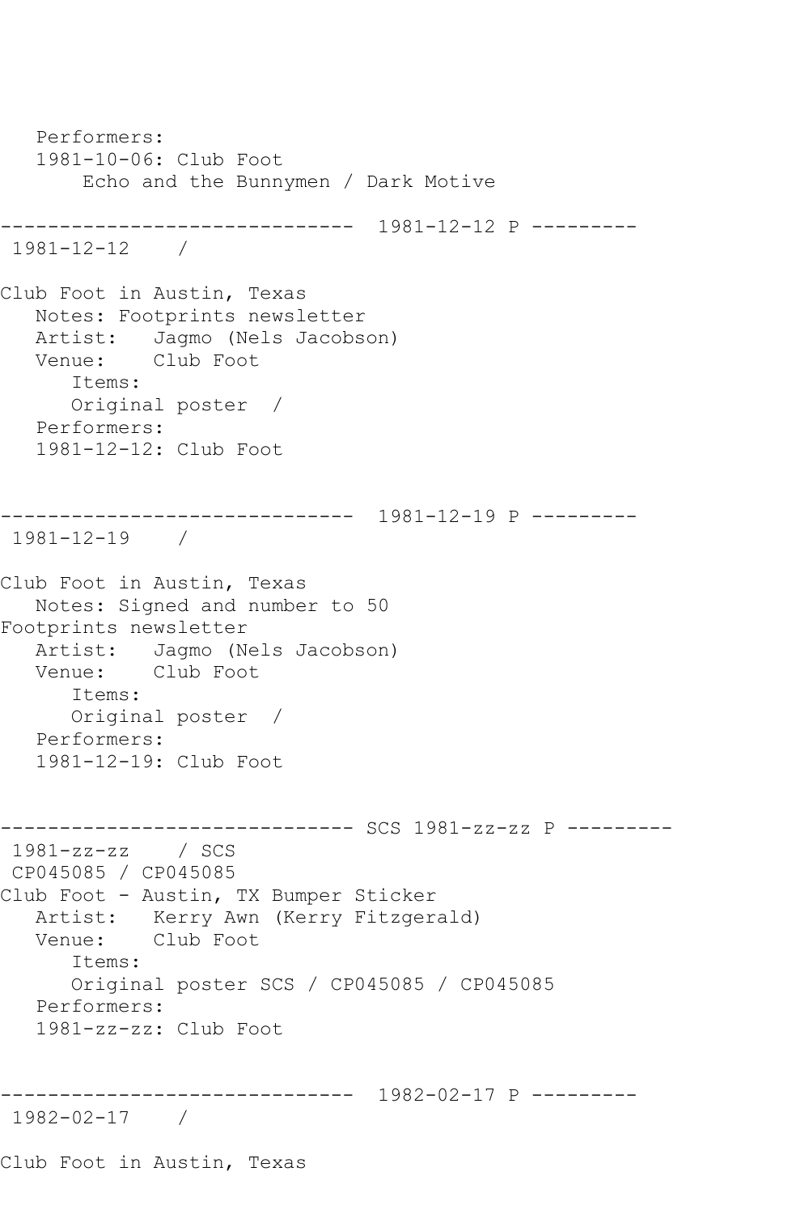```
   Performers:
   1981-10-06: Club Foot
       Echo and the Bunnymen / Dark Motive

------------------------------  1981-12-12 P ---------
 1981-12-12    /

Club Foot in Austin, Texas
   Notes: Footprints newsletter
   Artist:   Jagmo (Nels Jacobson)
   Venue:    Club Foot
      Items:
      Original poster  /
   Performers:
   1981-12-12: Club Foot


------------------------------  1981-12-19 P ---------
 1981-12-19    /

Club Foot in Austin, Texas
   Notes: Signed and number to 50
Footprints newsletter
   Artist:   Jagmo (Nels Jacobson)
   Venue:    Club Foot
      Items:
      Original poster  /
   Performers:
   1981-12-19: Club Foot


------------------------------ SCS 1981-zz-zz P ---------
 1981-zz-zz    / SCS
 CP045085 / CP045085
Club Foot - Austin, TX Bumper Sticker
   Artist:   Kerry Awn (Kerry Fitzgerald)
   Venue:    Club Foot
      Items:
      Original poster SCS / CP045085 / CP045085
   Performers:
   1981-zz-zz: Club Foot


------------------------------  1982-02-17 P ---------
 1982-02-17    /

Club Foot in Austin, Texas
```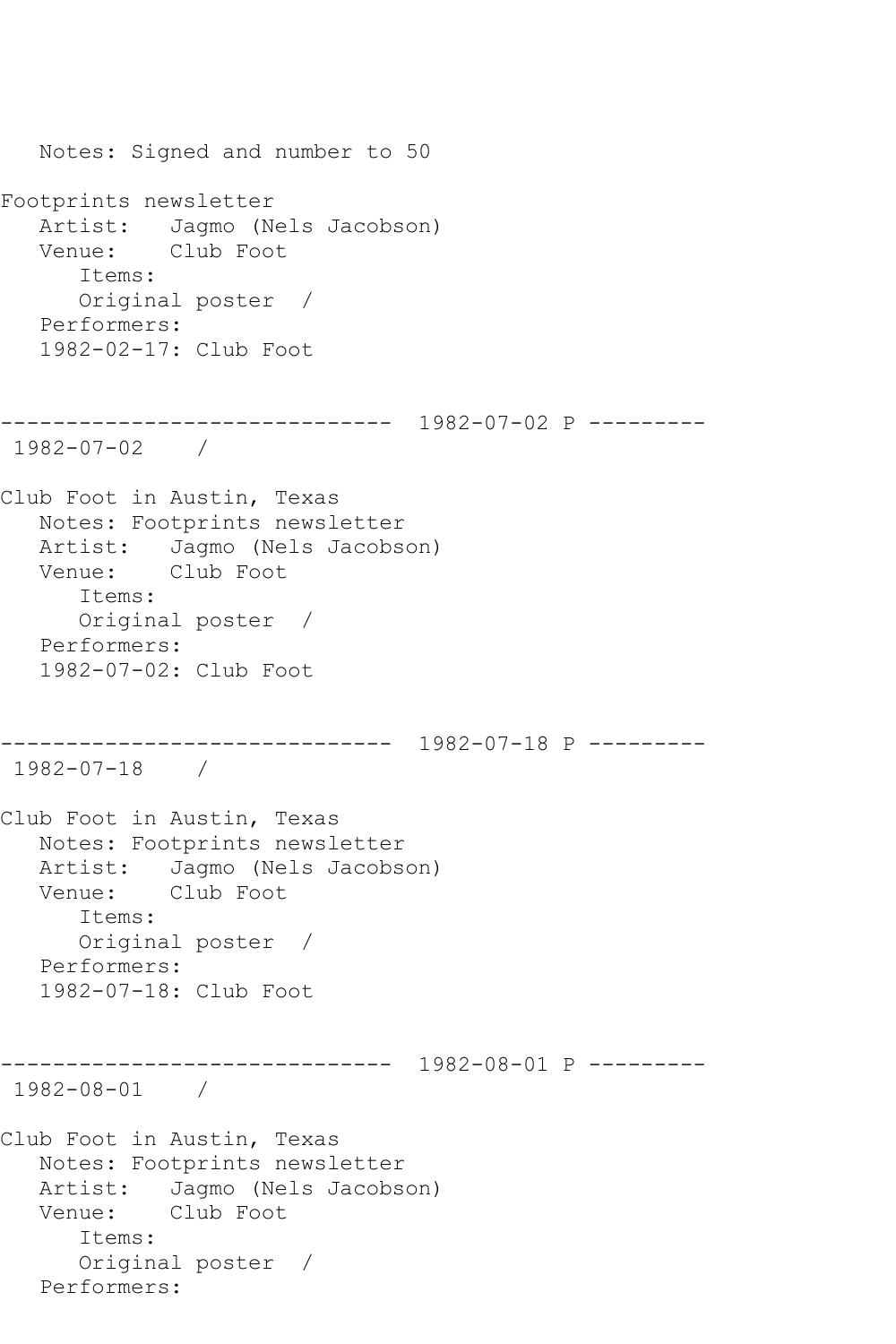Notes: Signed and number to 50

Footprints newsletter
   Artist:   Jagmo (Nels Jacobson)
   Venue:    Club Foot
      Items:
      Original poster  /
   Performers:
   1982-02-17: Club Foot

------------------------------  1982-07-02 P ---------
 1982-07-02    /

Club Foot in Austin, Texas
   Notes: Footprints newsletter
   Artist:   Jagmo (Nels Jacobson)
   Venue:    Club Foot
      Items:
      Original poster  /
   Performers:
   1982-07-02: Club Foot

------------------------------  1982-07-18 P ---------
 1982-07-18    /

Club Foot in Austin, Texas
   Notes: Footprints newsletter
   Artist:   Jagmo (Nels Jacobson)
   Venue:    Club Foot
      Items:
      Original poster  /
   Performers:
   1982-07-18: Club Foot

------------------------------  1982-08-01 P ---------
 1982-08-01    /

Club Foot in Austin, Texas
   Notes: Footprints newsletter
   Artist:   Jagmo (Nels Jacobson)
   Venue:    Club Foot
      Items:
      Original poster  /
   Performers: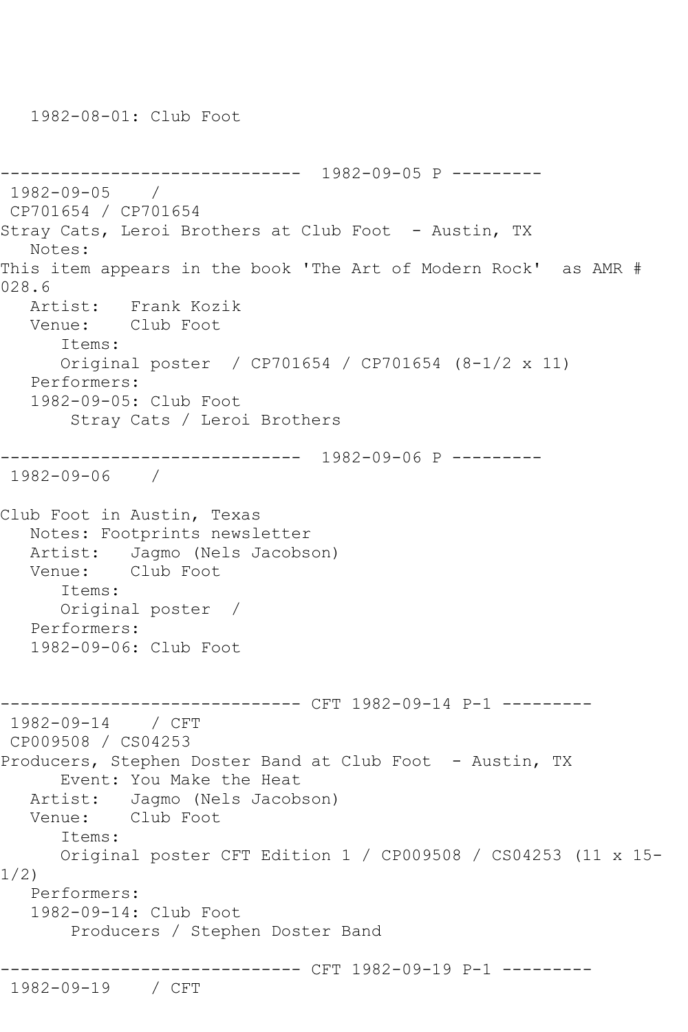1982-08-01: Club Foot

------------------------------ 1982-09-05 P ---------

1982-09-05 /

CP701654 / CP701654

Stray Cats, Leroi Brothers at Club Foot - Austin, TX

Notes:

This item appears in the book 'The Art of Modern Rock' as AMR # 028.6

Artist: Frank Kozik

Venue: Club Foot

Items:

Original poster / CP701654 / CP701654 (8-1/2 x 11)

Performers:

1982-09-05: Club Foot

Stray Cats / Leroi Brothers

------------------------------ 1982-09-06 P ---------

1982-09-06 /

Club Foot in Austin, Texas

Notes: Footprints newsletter

Artist: Jagmo (Nels Jacobson)

Venue: Club Foot

Items:

Original poster /

Performers:

1982-09-06: Club Foot

------------------------------ CFT 1982-09-14 P-1 ---------

1982-09-14 / CFT

CP009508 / CS04253

Producers, Stephen Doster Band at Club Foot - Austin, TX

Event: You Make the Heat

Artist: Jagmo (Nels Jacobson)

Venue: Club Foot

Items:

Original poster CFT Edition 1 / CP009508 / CS04253 (11 x 15-1/2)

Performers:

1982-09-14: Club Foot

Producers / Stephen Doster Band

------------------------------ CFT 1982-09-19 P-1 ---------

1982-09-19 / CFT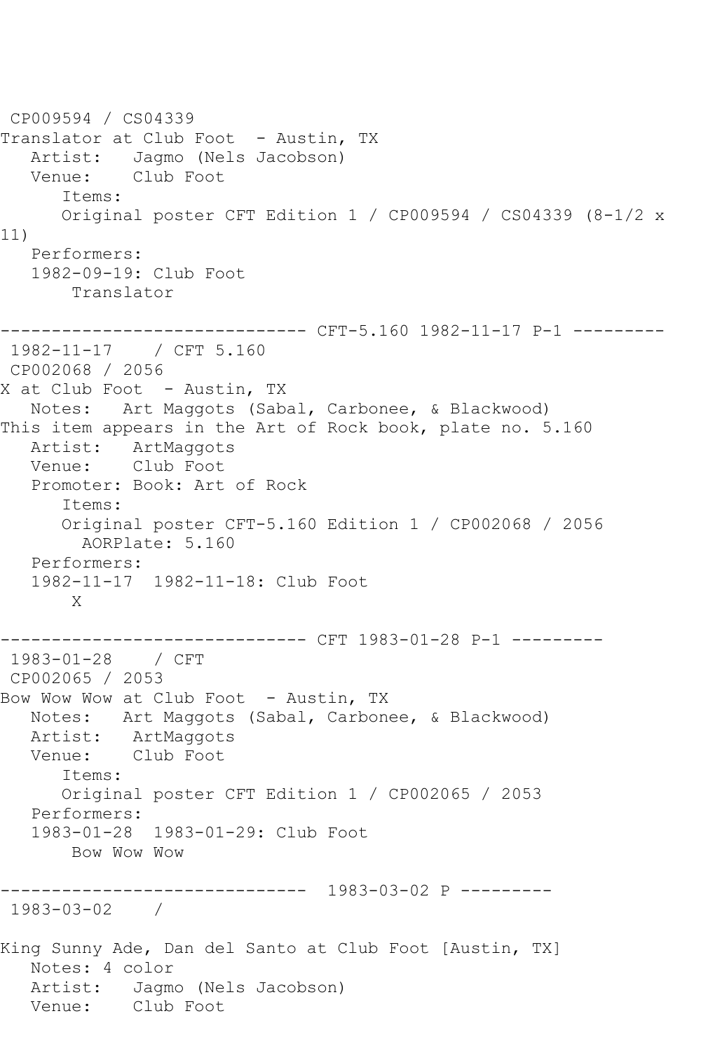CP009594 / CS04339
Translator at Club Foot - Austin, TX
Artist: Jagmo (Nels Jacobson)
Venue: Club Foot
Items:
Original poster CFT Edition 1 / CP009594 / CS04339 (8-1/2 x 11)
Performers:
1982-09-19: Club Foot
Translator

------------------------------ CFT-5.160 1982-11-17 P-1 ---------

1982-11-17 / CFT 5.160
CP002068 / 2056
X at Club Foot - Austin, TX
Notes: Art Maggots (Sabal, Carbonee, & Blackwood)
This item appears in the Art of Rock book, plate no. 5.160
Artist: ArtMaggots
Venue: Club Foot
Promoter: Book: Art of Rock
Items:
Original poster CFT-5.160 Edition 1 / CP002068 / 2056
AORPlate: 5.160
Performers:
1982-11-17 1982-11-18: Club Foot
X

------------------------------ CFT 1983-01-28 P-1 ---------

1983-01-28 / CFT
CP002065 / 2053
Bow Wow Wow at Club Foot - Austin, TX
Notes: Art Maggots (Sabal, Carbonee, & Blackwood)
Artist: ArtMaggots
Venue: Club Foot
Items:
Original poster CFT Edition 1 / CP002065 / 2053
Performers:
1983-01-28 1983-01-29: Club Foot
Bow Wow Wow

------------------------------ 1983-03-02 P ---------

1983-03-02 /

King Sunny Ade, Dan del Santo at Club Foot [Austin, TX]
Notes: 4 color
Artist: Jagmo (Nels Jacobson)
Venue: Club Foot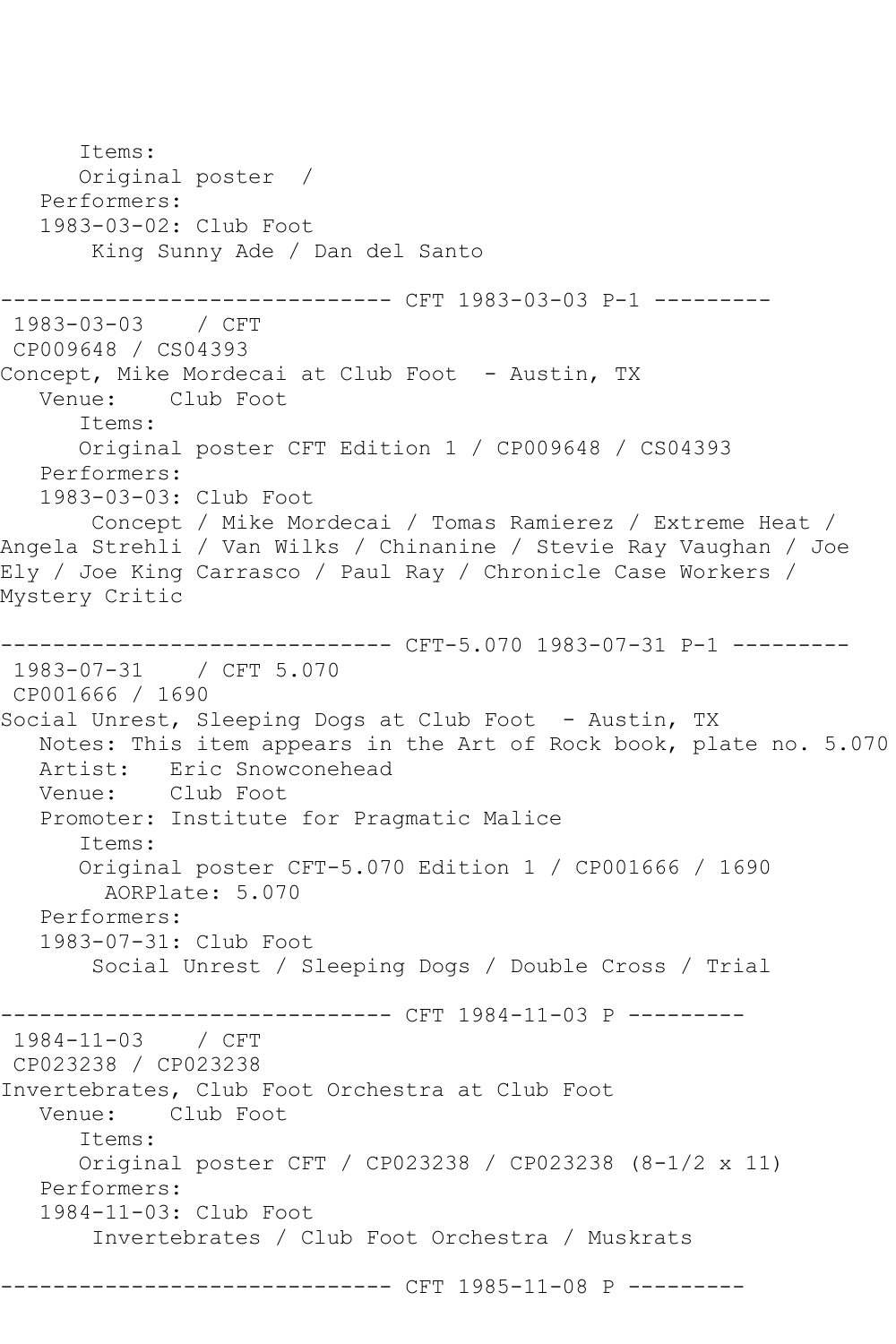Items:
      Original poster  /
   Performers:
   1983-03-02: Club Foot
       King Sunny Ade / Dan del Santo

------------------------------ CFT 1983-03-03 P-1 ---------
 1983-03-03    / CFT
 CP009648 / CS04393
Concept, Mike Mordecai at Club Foot  - Austin, TX
   Venue:    Club Foot
      Items:
      Original poster CFT Edition 1 / CP009648 / CS04393
   Performers:
   1983-03-03: Club Foot
       Concept / Mike Mordecai / Tomas Ramierez / Extreme Heat / Angela Strehli / Van Wilks / Chinanine / Stevie Ray Vaughan / Joe Ely / Joe King Carrasco / Paul Ray / Chronicle Case Workers / Mystery Critic

------------------------------ CFT-5.070 1983-07-31 P-1 ---------
 1983-07-31    / CFT 5.070
 CP001666 / 1690
Social Unrest, Sleeping Dogs at Club Foot  - Austin, TX
   Notes: This item appears in the Art of Rock book, plate no. 5.070
   Artist:   Eric Snowconehead
   Venue:    Club Foot
   Promoter: Institute for Pragmatic Malice
      Items:
      Original poster CFT-5.070 Edition 1 / CP001666 / 1690
        AORPlate: 5.070
   Performers:
   1983-07-31: Club Foot
       Social Unrest / Sleeping Dogs / Double Cross / Trial

------------------------------ CFT 1984-11-03 P ---------
 1984-11-03    / CFT
 CP023238 / CP023238
Invertebrates, Club Foot Orchestra at Club Foot
   Venue:    Club Foot
      Items:
      Original poster CFT / CP023238 / CP023238 (8-1/2 x 11)
   Performers:
   1984-11-03: Club Foot
       Invertebrates / Club Foot Orchestra / Muskrats

------------------------------ CFT 1985-11-08 P ---------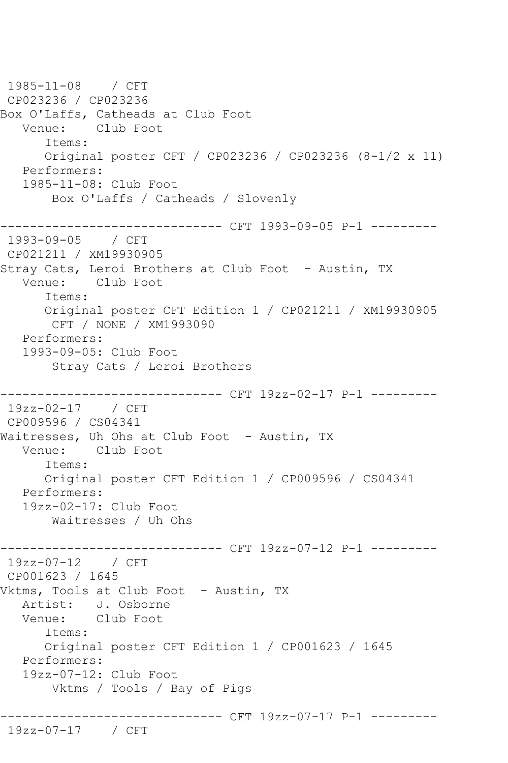```
1985-11-08    / CFT
 CP023236 / CP023236
Box O'Laffs, Catheads at Club Foot
   Venue:    Club Foot
      Items:
      Original poster CFT / CP023236 / CP023236 (8-1/2 x 11)
   Performers:
   1985-11-08: Club Foot
       Box O'Laffs / Catheads / Slovenly

------------------------------ CFT 1993-09-05 P-1 ---------
 1993-09-05    / CFT
 CP021211 / XM19930905
Stray Cats, Leroi Brothers at Club Foot  - Austin, TX
   Venue:    Club Foot
      Items:
      Original poster CFT Edition 1 / CP021211 / XM19930905
       CFT / NONE / XM1993090
   Performers:
   1993-09-05: Club Foot
       Stray Cats / Leroi Brothers

------------------------------ CFT 19zz-02-17 P-1 ---------
 19zz-02-17    / CFT
 CP009596 / CS04341
Waitresses, Uh Ohs at Club Foot  - Austin, TX
   Venue:    Club Foot
      Items:
      Original poster CFT Edition 1 / CP009596 / CS04341
   Performers:
   19zz-02-17: Club Foot
       Waitresses / Uh Ohs

------------------------------ CFT 19zz-07-12 P-1 ---------
 19zz-07-12    / CFT
 CP001623 / 1645
Vktms, Tools at Club Foot  - Austin, TX
   Artist:   J. Osborne
   Venue:    Club Foot
      Items:
      Original poster CFT Edition 1 / CP001623 / 1645
   Performers:
   19zz-07-12: Club Foot
       Vktms / Tools / Bay of Pigs

------------------------------ CFT 19zz-07-17 P-1 ---------
 19zz-07-17    / CFT
```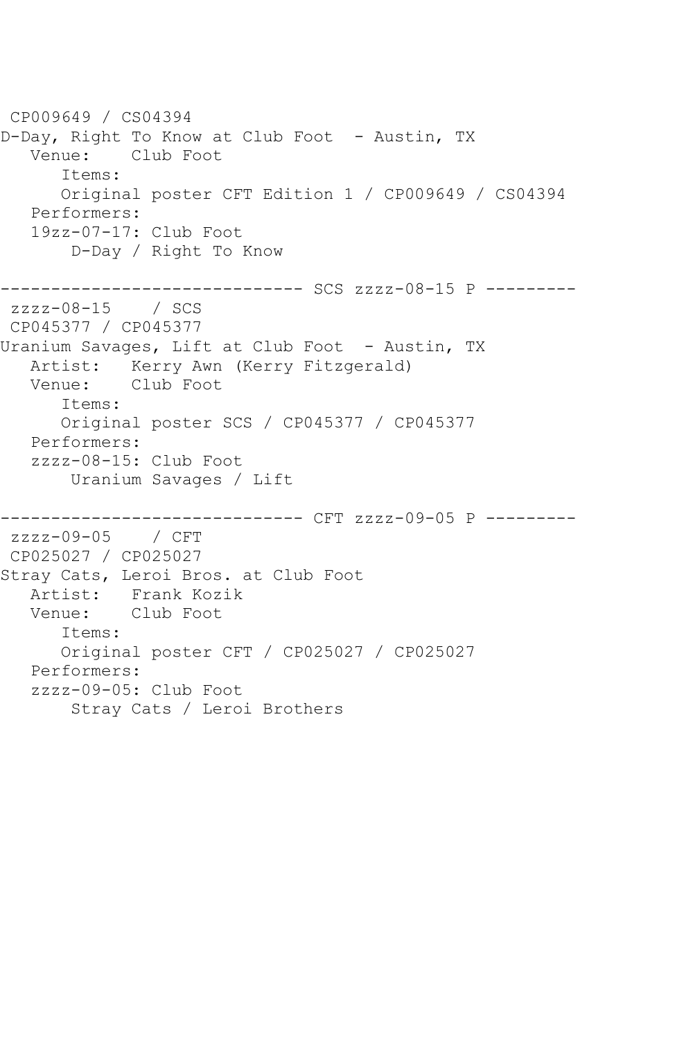```
 CP009649 / CS04394
D-Day, Right To Know at Club Foot  - Austin, TX
   Venue:    Club Foot
      Items:
      Original poster CFT Edition 1 / CP009649 / CS04394
   Performers:
   19zz-07-17: Club Foot
       D-Day / Right To Know

------------------------------ SCS zzzz-08-15 P ---------
 zzzz-08-15    / SCS
 CP045377 / CP045377
Uranium Savages, Lift at Club Foot  - Austin, TX
   Artist:   Kerry Awn (Kerry Fitzgerald)
   Venue:    Club Foot
      Items:
      Original poster SCS / CP045377 / CP045377
   Performers:
   zzzz-08-15: Club Foot
       Uranium Savages / Lift

------------------------------ CFT zzzz-09-05 P ---------
 zzzz-09-05    / CFT
 CP025027 / CP025027
Stray Cats, Leroi Bros. at Club Foot
   Artist:   Frank Kozik
   Venue:    Club Foot
      Items:
      Original poster CFT / CP025027 / CP025027
   Performers:
   zzzz-09-05: Club Foot
       Stray Cats / Leroi Brothers
```